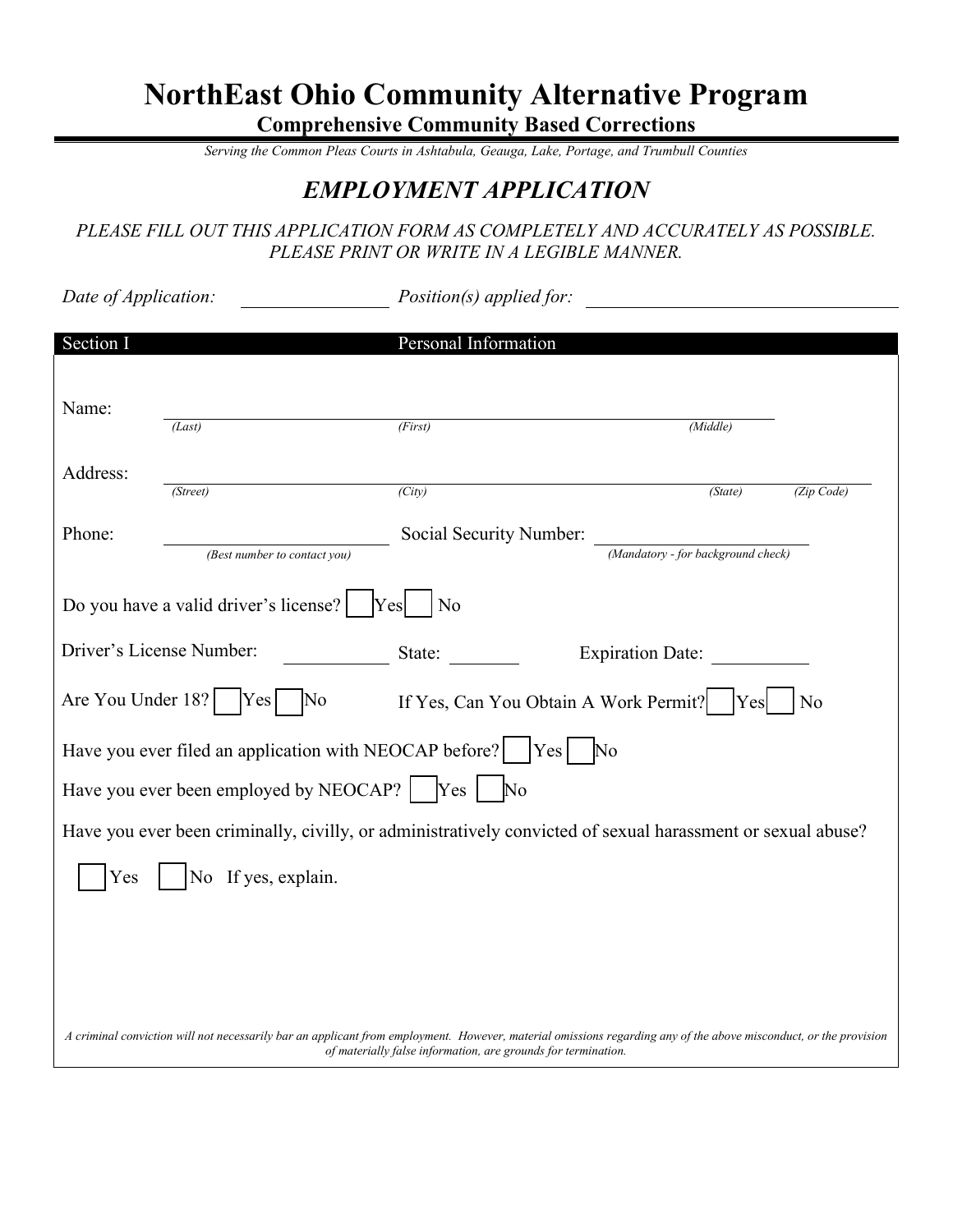# NorthEast Ohio Community Alternative Program

**Comprehensive Community Based Corrections**

*Serving the Common Pleas Courts in Ashtabula, Geauga, Lake, Portage, and Trumbull Counties*

## *EMPLOYMENT APPLICATION*

*PLEASE FILL OUT THIS APPLICATION FORM AS COMPLETELY AND ACCURATELY AS POSSIBLE. PLEASE PRINT OR WRITE IN A LEGIBLE MANNER.*

*Date of Application:* ______________ *Position(s) applied for:* ______________________________

**Section I — Personal Information**

Name: ______________________________________________________
*(Last)* *(First)* *(Middle)*

Address: ______________________________________________________
*(Street)* *(City)* *(State)* *(Zip Code)*

Phone: ____________________ Social Security Number: ____________________
*(Best number to contact you)* *(Mandatory - for background check)*

Do you have a valid driver's license? ☐ Yes ☐ No

Driver's License Number: ____________ State: ________ Expiration Date: ____________

Are You Under 18? ☐ Yes ☐ No If Yes, Can You Obtain A Work Permit? ☐ Yes ☐ No

Have you ever filed an application with NEOCAP before? ☐ Yes ☐ No

Have you ever been employed by NEOCAP? ☐ Yes ☐ No

Have you ever been criminally, civilly, or administratively convicted of sexual harassment or sexual abuse?

☐ Yes ☐ No If yes, explain.

*A criminal conviction will not necessarily bar an applicant from employment. However, material omissions regarding any of the above misconduct, or the provision of materially false information, are grounds for termination.*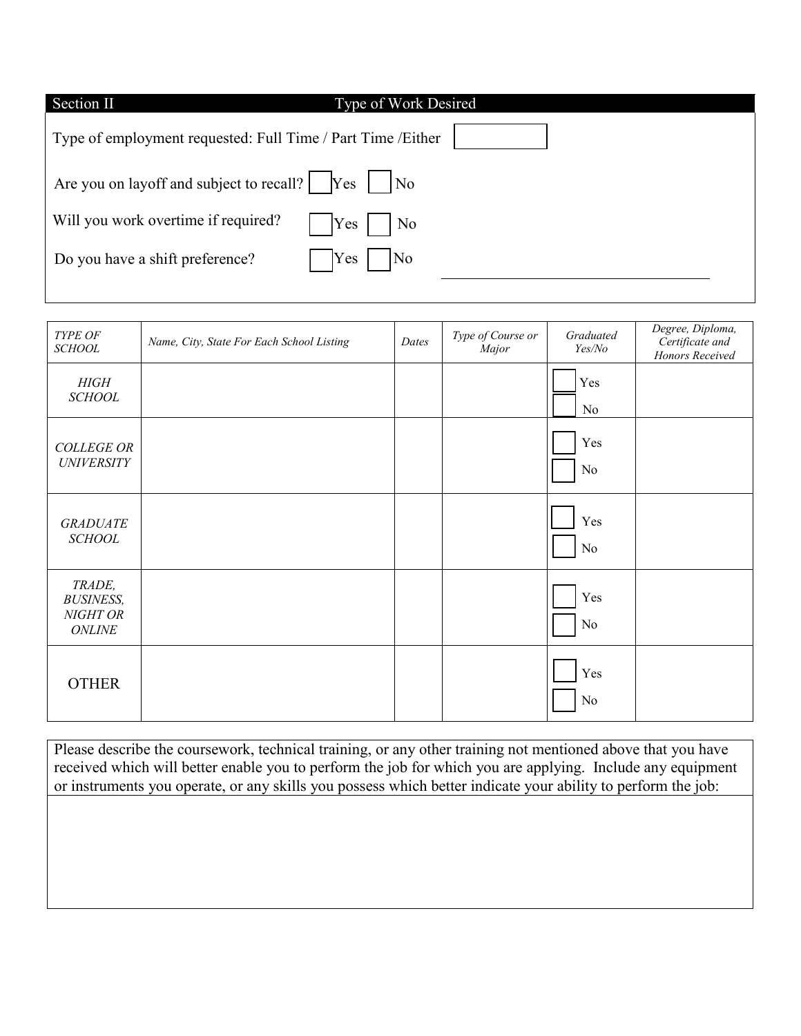## Section II — Type of Work Desired

Type of employment requested: Full Time / Part Time /Either ☐

Are you on layoff and subject to recall? ☐ Yes ☐ No

Will you work overtime if required? ☐ Yes ☐ No

Do you have a shift preference? ☐ Yes ☐ No ______________________

| *TYPE OF SCHOOL* | *Name, City, State For Each School Listing* | *Dates* | *Type of Course or Major* | *Graduated Yes/No* | *Degree, Diploma, Certificate and Honors Received* |
|---|---|---|---|---|---|
| *HIGH SCHOOL* | | | | ☐ Yes ☐ No | |
| *COLLEGE OR UNIVERSITY* | | | | ☐ Yes ☐ No | |
| *GRADUATE SCHOOL* | | | | ☐ Yes ☐ No | |
| *TRADE, BUSINESS, NIGHT OR ONLINE* | | | | ☐ Yes ☐ No | |
| OTHER | | | | ☐ Yes ☐ No | |

Please describe the coursework, technical training, or any other training not mentioned above that you have received which will better enable you to perform the job for which you are applying. Include any equipment or instruments you operate, or any skills you possess which better indicate your ability to perform the job: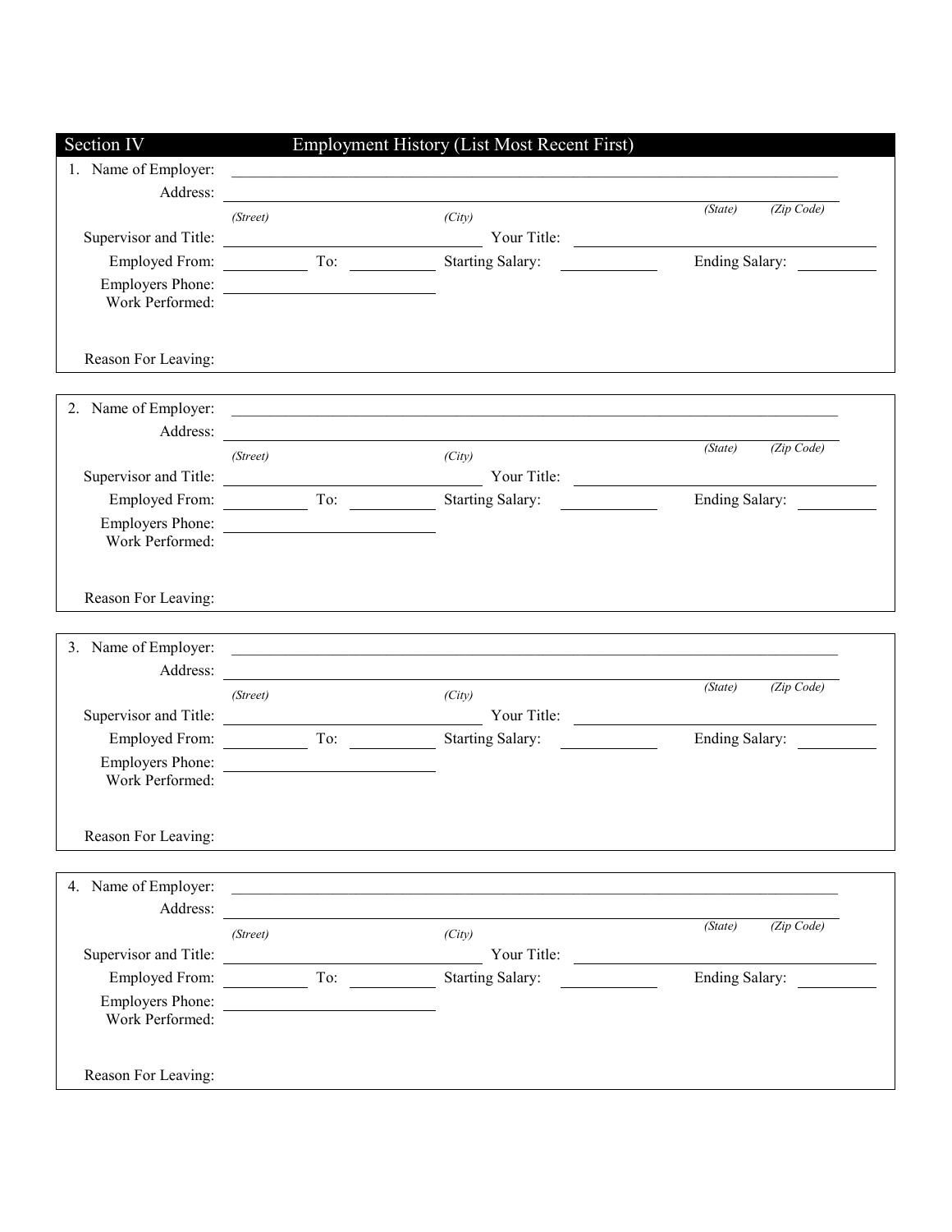## Section IV — Employment History (List Most Recent First)

1. Name of Employer: ______________________________

   Address: ______________________________
   *(Street)* *(City)* *(State)* *(Zip Code)*

   Supervisor and Title: ______________ Your Title: ______________

   Employed From: ________ To: ________ Starting Salary: ________ Ending Salary: ________

   Employers Phone: ______________

   Work Performed:

   Reason For Leaving:

2. Name of Employer: ______________________________

   Address: ______________________________
   *(Street)* *(City)* *(State)* *(Zip Code)*

   Supervisor and Title: ______________ Your Title: ______________

   Employed From: ________ To: ________ Starting Salary: ________ Ending Salary: ________

   Employers Phone: ______________

   Work Performed:

   Reason For Leaving:

3. Name of Employer: ______________________________

   Address: ______________________________
   *(Street)* *(City)* *(State)* *(Zip Code)*

   Supervisor and Title: ______________ Your Title: ______________

   Employed From: ________ To: ________ Starting Salary: ________ Ending Salary: ________

   Employers Phone: ______________

   Work Performed:

   Reason For Leaving:

4. Name of Employer: ______________________________

   Address: ______________________________
   *(Street)* *(City)* *(State)* *(Zip Code)*

   Supervisor and Title: ______________ Your Title: ______________

   Employed From: ________ To: ________ Starting Salary: ________ Ending Salary: ________

   Employers Phone: ______________

   Work Performed:

   Reason For Leaving: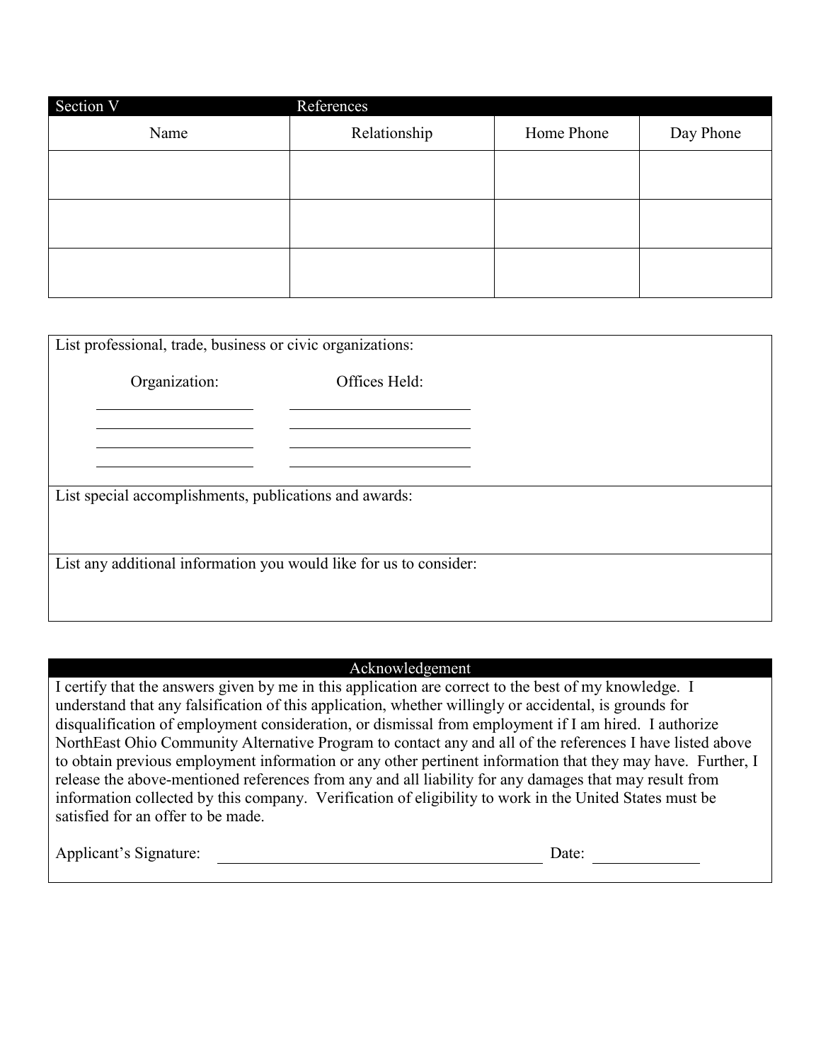## Section V References

| Name | Relationship | Home Phone | Day Phone |
|---|---|---|---|
| | | | |
| | | | |
| | | | |

List professional, trade, business or civic organizations:

| Organization: | Offices Held: |
|---|---|
| | |
| | |
| | |
| | |

List special accomplishments, publications and awards:

List any additional information you would like for us to consider:

## Acknowledgement

I certify that the answers given by me in this application are correct to the best of my knowledge. I understand that any falsification of this application, whether willingly or accidental, is grounds for disqualification of employment consideration, or dismissal from employment if I am hired. I authorize NorthEast Ohio Community Alternative Program to contact any and all of the references I have listed above to obtain previous employment information or any other pertinent information that they may have. Further, I release the above-mentioned references from any and all liability for any damages that may result from information collected by this company. Verification of eligibility to work in the United States must be satisfied for an offer to be made.

Applicant's Signature: ________________________________________ Date: _____________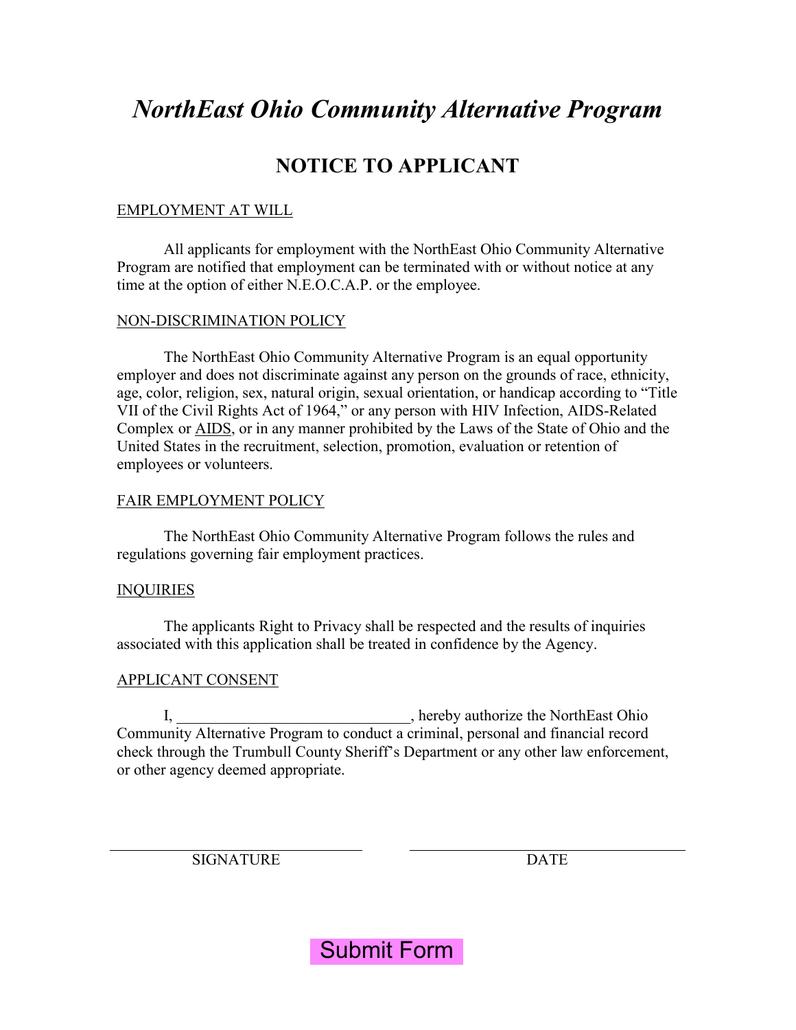# *NorthEast Ohio Community Alternative Program*

## NOTICE TO APPLICANT

EMPLOYMENT AT WILL

All applicants for employment with the NorthEast Ohio Community Alternative Program are notified that employment can be terminated with or without notice at any time at the option of either N.E.O.C.A.P. or the employee.

NON-DISCRIMINATION POLICY

The NorthEast Ohio Community Alternative Program is an equal opportunity employer and does not discriminate against any person on the grounds of race, ethnicity, age, color, religion, sex, natural origin, sexual orientation, or handicap according to "Title VII of the Civil Rights Act of 1964," or any person with HIV Infection, AIDS-Related Complex or AIDS, or in any manner prohibited by the Laws of the State of Ohio and the United States in the recruitment, selection, promotion, evaluation or retention of employees or volunteers.

FAIR EMPLOYMENT POLICY

The NorthEast Ohio Community Alternative Program follows the rules and regulations governing fair employment practices.

INQUIRIES

The applicants Right to Privacy shall be respected and the results of inquiries associated with this application shall be treated in confidence by the Agency.

APPLICANT CONSENT

I, ______________________________, hereby authorize the NorthEast Ohio Community Alternative Program to conduct a criminal, personal and financial record check through the Trumbull County Sheriff's Department or any other law enforcement, or other agency deemed appropriate.

______________________________ SIGNATURE

______________________________ DATE

Submit Form